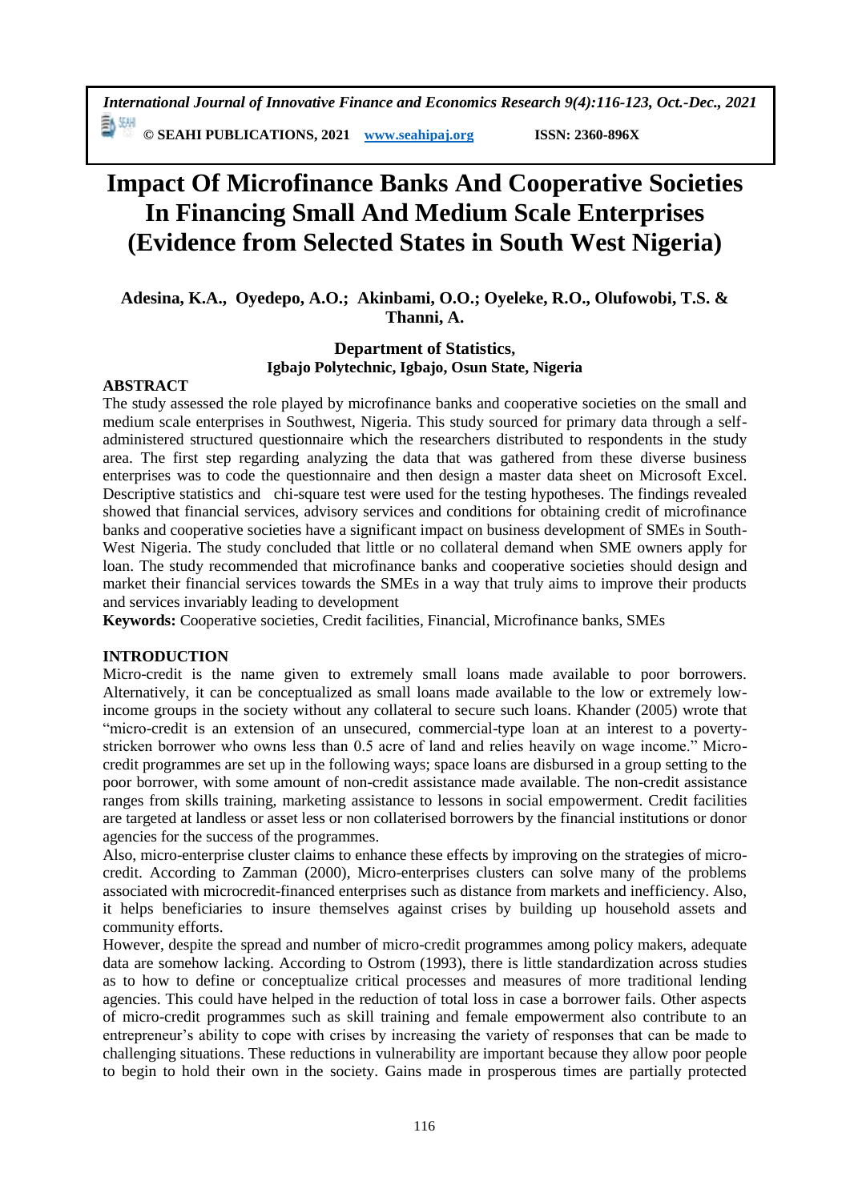# Impact Of Microfinance Banks And Cooperative Societies In Financing Small And Medium Scale Enterprises (Evidence from Selected States in South West Nigeria)

**Adesina, K.A., Oyedepo, A.O.; Akinbami, O.O.; Oyeleke, R.O., Olufowobi, T.S. & Thanni, A.**

**Department of Statistics, Igbajo Polytechnic, Igbajo, Osun State, Nigeria**

## ABSTRACT

The study assessed the role played by microfinance banks and cooperative societies on the small and medium scale enterprises in Southwest, Nigeria. This study sourced for primary data through a self-administered structured questionnaire which the researchers distributed to respondents in the study area. The first step regarding analyzing the data that was gathered from these diverse business enterprises was to code the questionnaire and then design a master data sheet on Microsoft Excel. Descriptive statistics and chi-square test were used for the testing hypotheses. The findings revealed showed that financial services, advisory services and conditions for obtaining credit of microfinance banks and cooperative societies have a significant impact on business development of SMEs in South-West Nigeria. The study concluded that little or no collateral demand when SME owners apply for loan. The study recommended that microfinance banks and cooperative societies should design and market their financial services towards the SMEs in a way that truly aims to improve their products and services invariably leading to development

**Keywords:** Cooperative societies, Credit facilities, Financial, Microfinance banks, SMEs

## INTRODUCTION

Micro-credit is the name given to extremely small loans made available to poor borrowers. Alternatively, it can be conceptualized as small loans made available to the low or extremely low-income groups in the society without any collateral to secure such loans. Khander (2005) wrote that "micro-credit is an extension of an unsecured, commercial-type loan at an interest to a poverty-stricken borrower who owns less than 0.5 acre of land and relies heavily on wage income." Micro-credit programmes are set up in the following ways; space loans are disbursed in a group setting to the poor borrower, with some amount of non-credit assistance made available. The non-credit assistance ranges from skills training, marketing assistance to lessons in social empowerment. Credit facilities are targeted at landless or asset less or non collaterised borrowers by the financial institutions or donor agencies for the success of the programmes.

Also, micro-enterprise cluster claims to enhance these effects by improving on the strategies of micro-credit. According to Zamman (2000), Micro-enterprises clusters can solve many of the problems associated with microcredit-financed enterprises such as distance from markets and inefficiency. Also, it helps beneficiaries to insure themselves against crises by building up household assets and community efforts.

However, despite the spread and number of micro-credit programmes among policy makers, adequate data are somehow lacking. According to Ostrom (1993), there is little standardization across studies as to how to define or conceptualize critical processes and measures of more traditional lending agencies. This could have helped in the reduction of total loss in case a borrower fails. Other aspects of micro-credit programmes such as skill training and female empowerment also contribute to an entrepreneur's ability to cope with crises by increasing the variety of responses that can be made to challenging situations. These reductions in vulnerability are important because they allow poor people to begin to hold their own in the society. Gains made in prosperous times are partially protected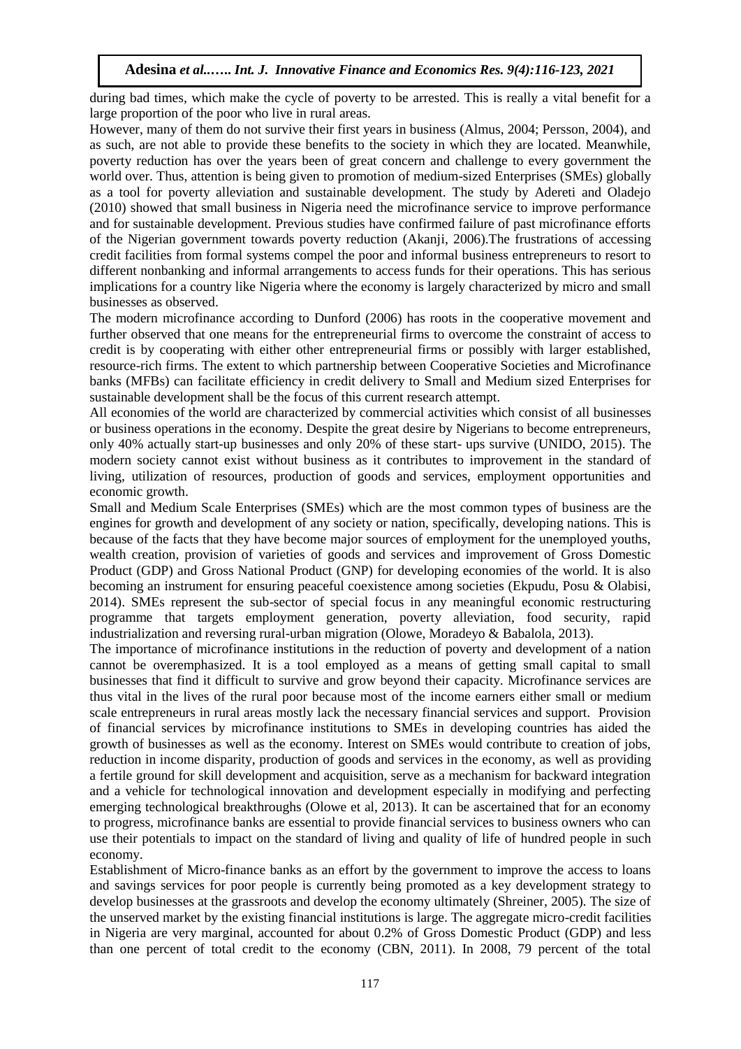during bad times, which make the cycle of poverty to be arrested. This is really a vital benefit for a large proportion of the poor who live in rural areas.

However, many of them do not survive their first years in business (Almus, 2004; Persson, 2004), and as such, are not able to provide these benefits to the society in which they are located. Meanwhile, poverty reduction has over the years been of great concern and challenge to every government the world over. Thus, attention is being given to promotion of medium-sized Enterprises (SMEs) globally as a tool for poverty alleviation and sustainable development. The study by Adereti and Oladejo (2010) showed that small business in Nigeria need the microfinance service to improve performance and for sustainable development. Previous studies have confirmed failure of past microfinance efforts of the Nigerian government towards poverty reduction (Akanji, 2006).The frustrations of accessing credit facilities from formal systems compel the poor and informal business entrepreneurs to resort to different nonbanking and informal arrangements to access funds for their operations. This has serious implications for a country like Nigeria where the economy is largely characterized by micro and small businesses as observed.

The modern microfinance according to Dunford (2006) has roots in the cooperative movement and further observed that one means for the entrepreneurial firms to overcome the constraint of access to credit is by cooperating with either other entrepreneurial firms or possibly with larger established, resource-rich firms. The extent to which partnership between Cooperative Societies and Microfinance banks (MFBs) can facilitate efficiency in credit delivery to Small and Medium sized Enterprises for sustainable development shall be the focus of this current research attempt.

All economies of the world are characterized by commercial activities which consist of all businesses or business operations in the economy. Despite the great desire by Nigerians to become entrepreneurs, only 40% actually start-up businesses and only 20% of these start- ups survive (UNIDO, 2015). The modern society cannot exist without business as it contributes to improvement in the standard of living, utilization of resources, production of goods and services, employment opportunities and economic growth.

Small and Medium Scale Enterprises (SMEs) which are the most common types of business are the engines for growth and development of any society or nation, specifically, developing nations. This is because of the facts that they have become major sources of employment for the unemployed youths, wealth creation, provision of varieties of goods and services and improvement of Gross Domestic Product (GDP) and Gross National Product (GNP) for developing economies of the world. It is also becoming an instrument for ensuring peaceful coexistence among societies (Ekpudu, Posu & Olabisi, 2014). SMEs represent the sub-sector of special focus in any meaningful economic restructuring programme that targets employment generation, poverty alleviation, food security, rapid industrialization and reversing rural-urban migration (Olowe, Moradeyo & Babalola, 2013).

The importance of microfinance institutions in the reduction of poverty and development of a nation cannot be overemphasized. It is a tool employed as a means of getting small capital to small businesses that find it difficult to survive and grow beyond their capacity. Microfinance services are thus vital in the lives of the rural poor because most of the income earners either small or medium scale entrepreneurs in rural areas mostly lack the necessary financial services and support. Provision of financial services by microfinance institutions to SMEs in developing countries has aided the growth of businesses as well as the economy. Interest on SMEs would contribute to creation of jobs, reduction in income disparity, production of goods and services in the economy, as well as providing a fertile ground for skill development and acquisition, serve as a mechanism for backward integration and a vehicle for technological innovation and development especially in modifying and perfecting emerging technological breakthroughs (Olowe et al, 2013). It can be ascertained that for an economy to progress, microfinance banks are essential to provide financial services to business owners who can use their potentials to impact on the standard of living and quality of life of hundred people in such economy.

Establishment of Micro-finance banks as an effort by the government to improve the access to loans and savings services for poor people is currently being promoted as a key development strategy to develop businesses at the grassroots and develop the economy ultimately (Shreiner, 2005). The size of the unserved market by the existing financial institutions is large. The aggregate micro-credit facilities in Nigeria are very marginal, accounted for about 0.2% of Gross Domestic Product (GDP) and less than one percent of total credit to the economy (CBN, 2011). In 2008, 79 percent of the total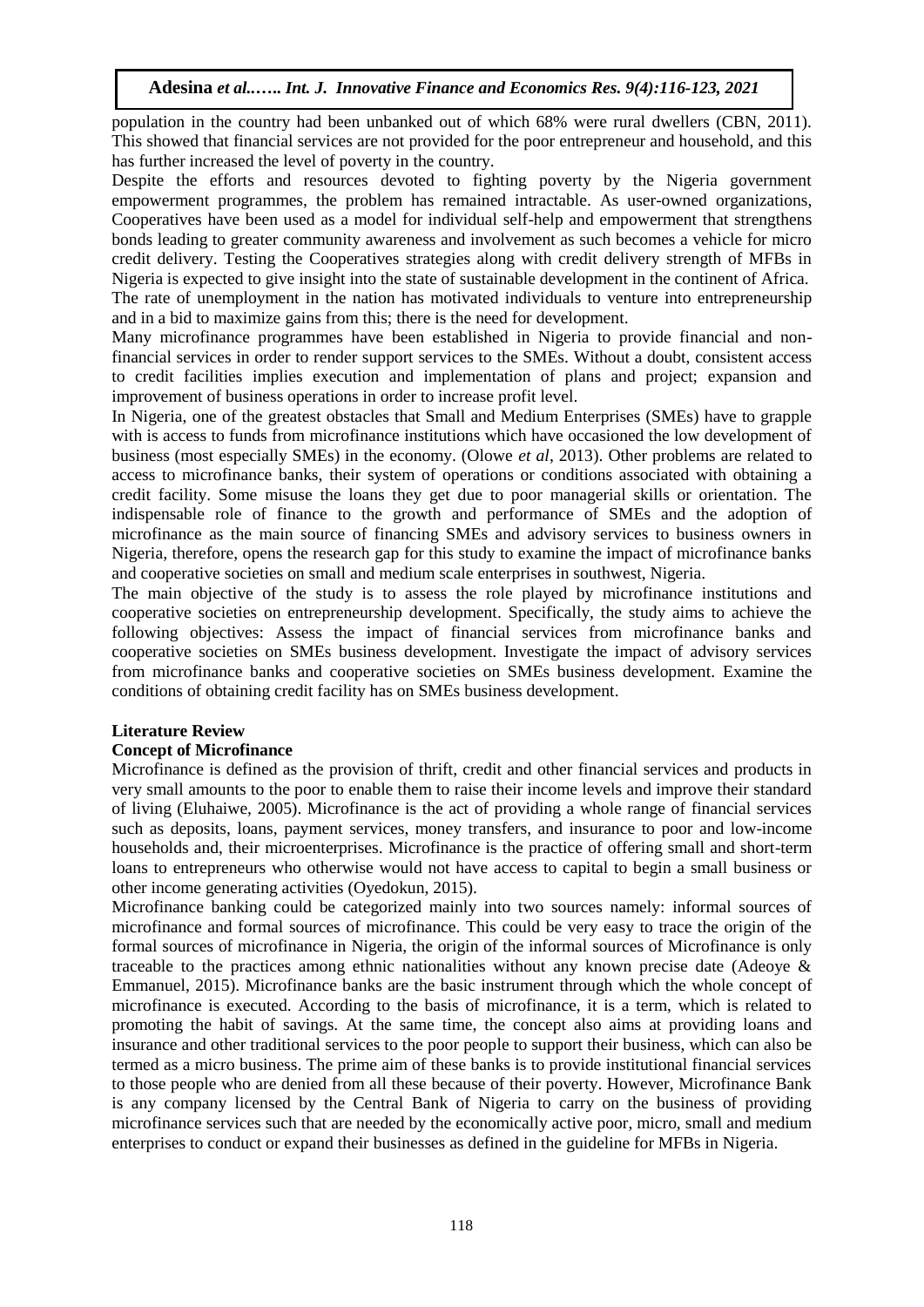population in the country had been unbanked out of which 68% were rural dwellers (CBN, 2011). This showed that financial services are not provided for the poor entrepreneur and household, and this has further increased the level of poverty in the country.

Despite the efforts and resources devoted to fighting poverty by the Nigeria government empowerment programmes, the problem has remained intractable. As user-owned organizations, Cooperatives have been used as a model for individual self-help and empowerment that strengthens bonds leading to greater community awareness and involvement as such becomes a vehicle for micro credit delivery. Testing the Cooperatives strategies along with credit delivery strength of MFBs in Nigeria is expected to give insight into the state of sustainable development in the continent of Africa.

The rate of unemployment in the nation has motivated individuals to venture into entrepreneurship and in a bid to maximize gains from this; there is the need for development.

Many microfinance programmes have been established in Nigeria to provide financial and non-financial services in order to render support services to the SMEs. Without a doubt, consistent access to credit facilities implies execution and implementation of plans and project; expansion and improvement of business operations in order to increase profit level.

In Nigeria, one of the greatest obstacles that Small and Medium Enterprises (SMEs) have to grapple with is access to funds from microfinance institutions which have occasioned the low development of business (most especially SMEs) in the economy. (Olowe *et al*, 2013). Other problems are related to access to microfinance banks, their system of operations or conditions associated with obtaining a credit facility. Some misuse the loans they get due to poor managerial skills or orientation. The indispensable role of finance to the growth and performance of SMEs and the adoption of microfinance as the main source of financing SMEs and advisory services to business owners in Nigeria, therefore, opens the research gap for this study to examine the impact of microfinance banks and cooperative societies on small and medium scale enterprises in southwest, Nigeria.

The main objective of the study is to assess the role played by microfinance institutions and cooperative societies on entrepreneurship development. Specifically, the study aims to achieve the following objectives: Assess the impact of financial services from microfinance banks and cooperative societies on SMEs business development. Investigate the impact of advisory services from microfinance banks and cooperative societies on SMEs business development. Examine the conditions of obtaining credit facility has on SMEs business development.

## Literature Review

### Concept of Microfinance

Microfinance is defined as the provision of thrift, credit and other financial services and products in very small amounts to the poor to enable them to raise their income levels and improve their standard of living (Eluhaiwe, 2005). Microfinance is the act of providing a whole range of financial services such as deposits, loans, payment services, money transfers, and insurance to poor and low-income households and, their microenterprises. Microfinance is the practice of offering small and short-term loans to entrepreneurs who otherwise would not have access to capital to begin a small business or other income generating activities (Oyedokun, 2015).

Microfinance banking could be categorized mainly into two sources namely: informal sources of microfinance and formal sources of microfinance. This could be very easy to trace the origin of the formal sources of microfinance in Nigeria, the origin of the informal sources of Microfinance is only traceable to the practices among ethnic nationalities without any known precise date (Adeoye & Emmanuel, 2015). Microfinance banks are the basic instrument through which the whole concept of microfinance is executed. According to the basis of microfinance, it is a term, which is related to promoting the habit of savings. At the same time, the concept also aims at providing loans and insurance and other traditional services to the poor people to support their business, which can also be termed as a micro business. The prime aim of these banks is to provide institutional financial services to those people who are denied from all these because of their poverty. However, Microfinance Bank is any company licensed by the Central Bank of Nigeria to carry on the business of providing microfinance services such that are needed by the economically active poor, micro, small and medium enterprises to conduct or expand their businesses as defined in the guideline for MFBs in Nigeria.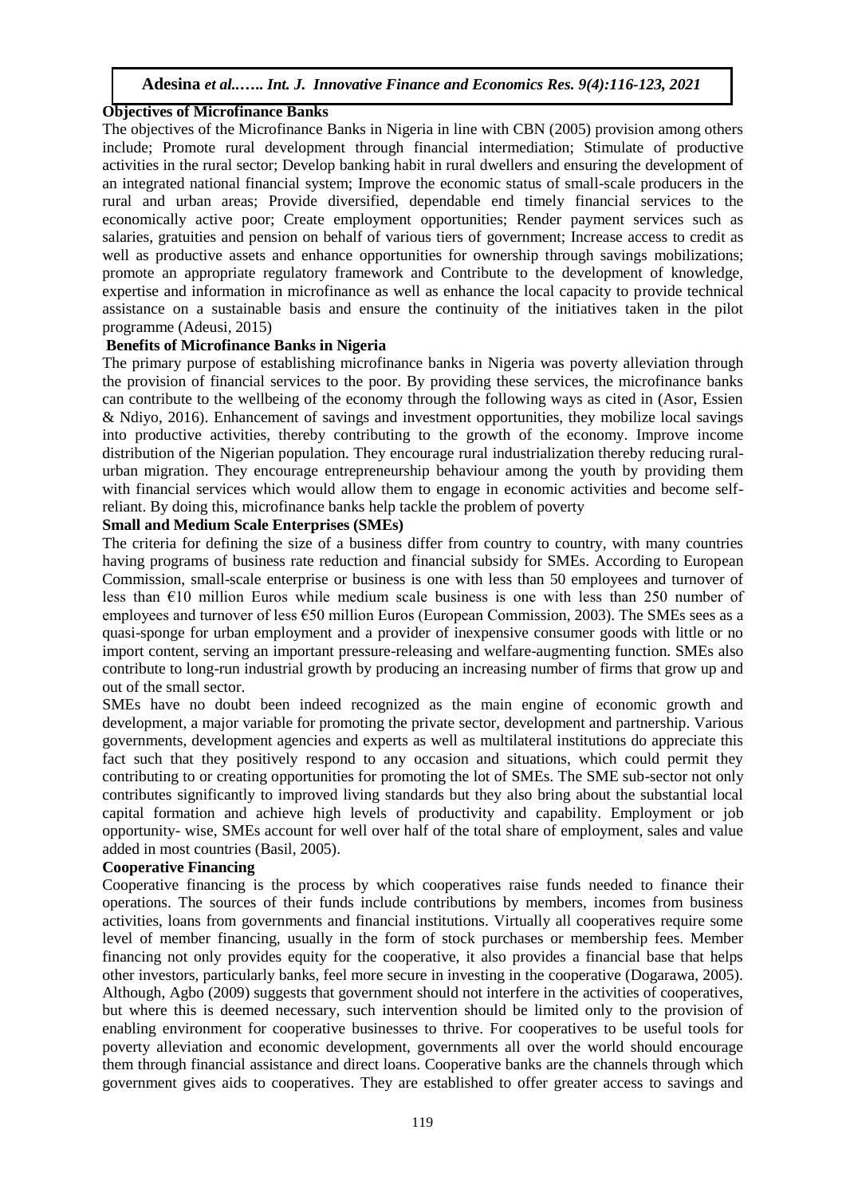**Objectives of Microfinance Banks**

The objectives of the Microfinance Banks in Nigeria in line with CBN (2005) provision among others include; Promote rural development through financial intermediation; Stimulate of productive activities in the rural sector; Develop banking habit in rural dwellers and ensuring the development of an integrated national financial system; Improve the economic status of small-scale producers in the rural and urban areas; Provide diversified, dependable end timely financial services to the economically active poor; Create employment opportunities; Render payment services such as salaries, gratuities and pension on behalf of various tiers of government; Increase access to credit as well as productive assets and enhance opportunities for ownership through savings mobilizations; promote an appropriate regulatory framework and Contribute to the development of knowledge, expertise and information in microfinance as well as enhance the local capacity to provide technical assistance on a sustainable basis and ensure the continuity of the initiatives taken in the pilot programme (Adeusi, 2015)

**Benefits of Microfinance Banks in Nigeria**

The primary purpose of establishing microfinance banks in Nigeria was poverty alleviation through the provision of financial services to the poor. By providing these services, the microfinance banks can contribute to the wellbeing of the economy through the following ways as cited in (Asor, Essien & Ndiyo, 2016). Enhancement of savings and investment opportunities, they mobilize local savings into productive activities, thereby contributing to the growth of the economy. Improve income distribution of the Nigerian population. They encourage rural industrialization thereby reducing rural-urban migration. They encourage entrepreneurship behaviour among the youth by providing them with financial services which would allow them to engage in economic activities and become self-reliant. By doing this, microfinance banks help tackle the problem of poverty

**Small and Medium Scale Enterprises (SMEs)**

The criteria for defining the size of a business differ from country to country, with many countries having programs of business rate reduction and financial subsidy for SMEs. According to European Commission, small-scale enterprise or business is one with less than 50 employees and turnover of less than €10 million Euros while medium scale business is one with less than 250 number of employees and turnover of less €50 million Euros (European Commission, 2003). The SMEs sees as a quasi-sponge for urban employment and a provider of inexpensive consumer goods with little or no import content, serving an important pressure-releasing and welfare-augmenting function. SMEs also contribute to long-run industrial growth by producing an increasing number of firms that grow up and out of the small sector.

SMEs have no doubt been indeed recognized as the main engine of economic growth and development, a major variable for promoting the private sector, development and partnership. Various governments, development agencies and experts as well as multilateral institutions do appreciate this fact such that they positively respond to any occasion and situations, which could permit they contributing to or creating opportunities for promoting the lot of SMEs. The SME sub-sector not only contributes significantly to improved living standards but they also bring about the substantial local capital formation and achieve high levels of productivity and capability. Employment or job opportunity- wise, SMEs account for well over half of the total share of employment, sales and value added in most countries (Basil, 2005).

**Cooperative Financing**

Cooperative financing is the process by which cooperatives raise funds needed to finance their operations. The sources of their funds include contributions by members, incomes from business activities, loans from governments and financial institutions. Virtually all cooperatives require some level of member financing, usually in the form of stock purchases or membership fees. Member financing not only provides equity for the cooperative, it also provides a financial base that helps other investors, particularly banks, feel more secure in investing in the cooperative (Dogarawa, 2005). Although, Agbo (2009) suggests that government should not interfere in the activities of cooperatives, but where this is deemed necessary, such intervention should be limited only to the provision of enabling environment for cooperative businesses to thrive. For cooperatives to be useful tools for poverty alleviation and economic development, governments all over the world should encourage them through financial assistance and direct loans. Cooperative banks are the channels through which government gives aids to cooperatives. They are established to offer greater access to savings and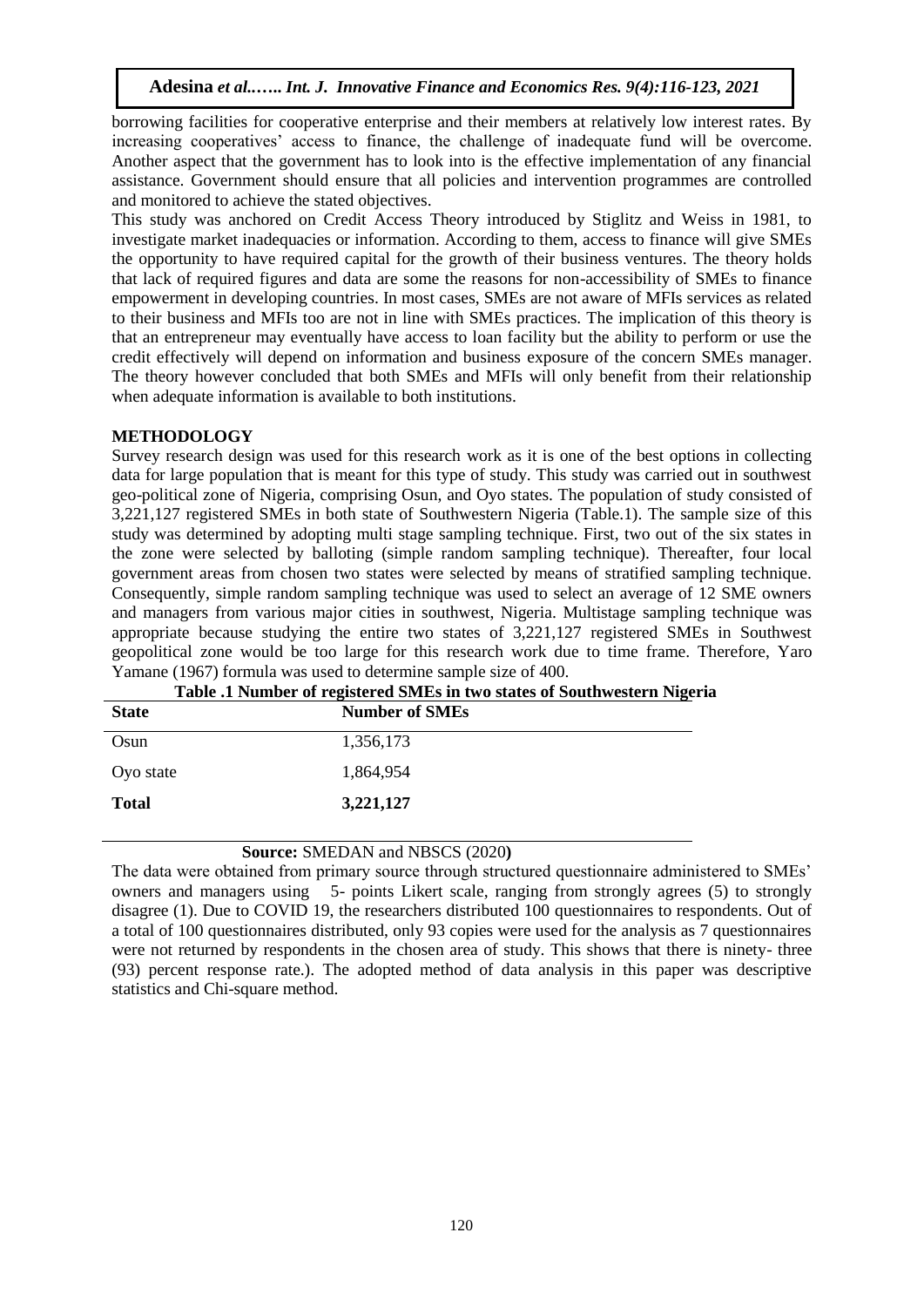borrowing facilities for cooperative enterprise and their members at relatively low interest rates. By increasing cooperatives' access to finance, the challenge of inadequate fund will be overcome. Another aspect that the government has to look into is the effective implementation of any financial assistance. Government should ensure that all policies and intervention programmes are controlled and monitored to achieve the stated objectives.

This study was anchored on Credit Access Theory introduced by Stiglitz and Weiss in 1981, to investigate market inadequacies or information. According to them, access to finance will give SMEs the opportunity to have required capital for the growth of their business ventures. The theory holds that lack of required figures and data are some the reasons for non-accessibility of SMEs to finance empowerment in developing countries. In most cases, SMEs are not aware of MFIs services as related to their business and MFIs too are not in line with SMEs practices. The implication of this theory is that an entrepreneur may eventually have access to loan facility but the ability to perform or use the credit effectively will depend on information and business exposure of the concern SMEs manager. The theory however concluded that both SMEs and MFIs will only benefit from their relationship when adequate information is available to both institutions.

## METHODOLOGY

Survey research design was used for this research work as it is one of the best options in collecting data for large population that is meant for this type of study. This study was carried out in southwest geo-political zone of Nigeria, comprising Osun, and Oyo states. The population of study consisted of 3,221,127 registered SMEs in both state of Southwestern Nigeria (Table.1). The sample size of this study was determined by adopting multi stage sampling technique. First, two out of the six states in the zone were selected by balloting (simple random sampling technique). Thereafter, four local government areas from chosen two states were selected by means of stratified sampling technique. Consequently, simple random sampling technique was used to select an average of 12 SME owners and managers from various major cities in southwest, Nigeria. Multistage sampling technique was appropriate because studying the entire two states of 3,221,127 registered SMEs in Southwest geopolitical zone would be too large for this research work due to time frame. Therefore, Yaro Yamane (1967) formula was used to determine sample size of 400.

**Table .1 Number of registered SMEs in two states of Southwestern Nigeria**

| State | Number of SMEs |
|---|---|
| Osun | 1,356,173 |
| Oyo state | 1,864,954 |
| **Total** | **3,221,127** |

**Source:** SMEDAN and NBSCS (2020**)**

The data were obtained from primary source through structured questionnaire administered to SMEs' owners and managers using 5- points Likert scale, ranging from strongly agrees (5) to strongly disagree (1). Due to COVID 19, the researchers distributed 100 questionnaires to respondents. Out of a total of 100 questionnaires distributed, only 93 copies were used for the analysis as 7 questionnaires were not returned by respondents in the chosen area of study. This shows that there is ninety- three (93) percent response rate.). The adopted method of data analysis in this paper was descriptive statistics and Chi-square method.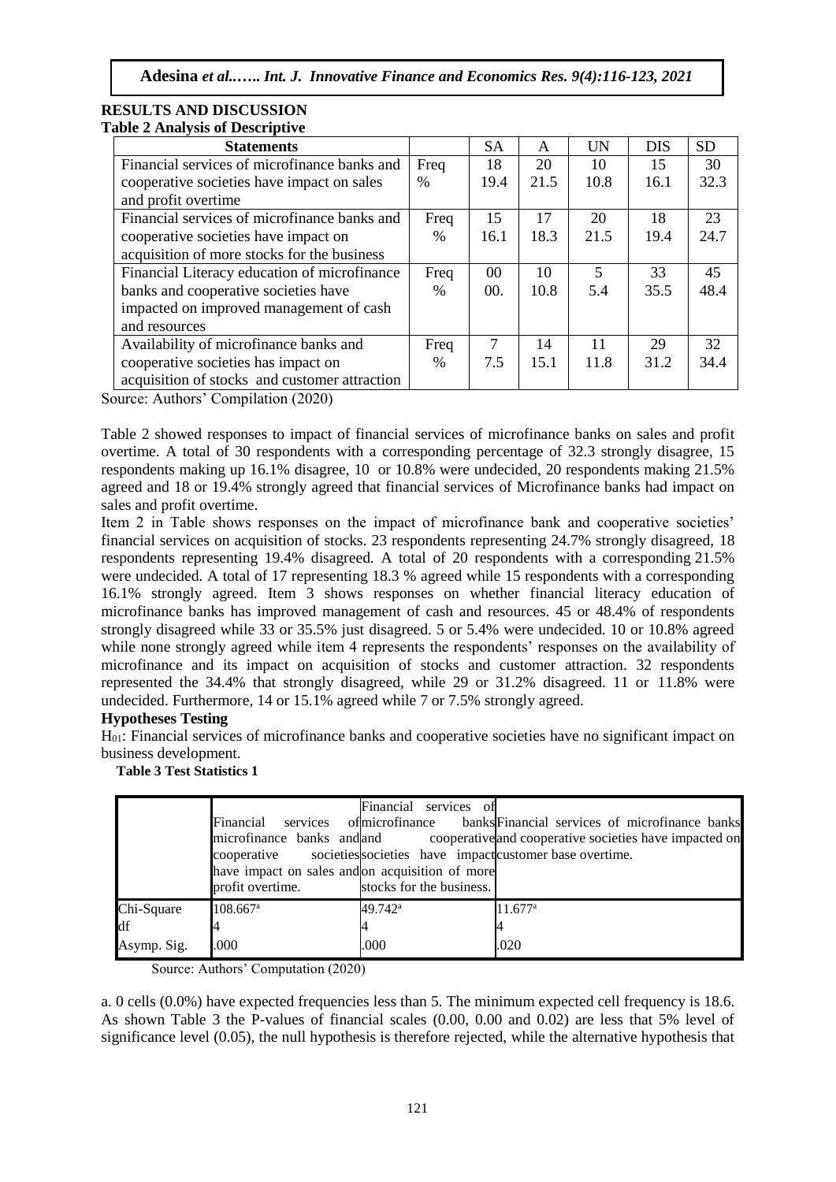## RESULTS AND DISCUSSION

**Table 2 Analysis of Descriptive**

| Statements | | SA | A | UN | DIS | SD |
|---|---|---|---|---|---|---|
| Financial services of microfinance banks and cooperative societies have impact on sales and profit overtime | Freq<br>% | 18<br>19.4 | 20<br>21.5 | 10<br>10.8 | 15<br>16.1 | 30<br>32.3 |
| Financial services of microfinance banks and cooperative societies have impact on acquisition of more stocks for the business | Freq<br>% | 15<br>16.1 | 17<br>18.3 | 20<br>21.5 | 18<br>19.4 | 23<br>24.7 |
| Financial Literacy education of microfinance banks and cooperative societies have impacted on improved management of cash and resources | Freq<br>% | 00<br>00. | 10<br>10.8 | 5<br>5.4 | 33<br>35.5 | 45<br>48.4 |
| Availability of microfinance banks and cooperative societies has impact on acquisition of stocks and customer attraction | Freq<br>% | 7<br>7.5 | 14<br>15.1 | 11<br>11.8 | 29<br>31.2 | 32<br>34.4 |

Source: Authors' Compilation (2020)

Table 2 showed responses to impact of financial services of microfinance banks on sales and profit overtime. A total of 30 respondents with a corresponding percentage of 32.3 strongly disagree, 15 respondents making up 16.1% disagree, 10 or 10.8% were undecided, 20 respondents making 21.5% agreed and 18 or 19.4% strongly agreed that financial services of Microfinance banks had impact on sales and profit overtime.

Item 2 in Table shows responses on the impact of microfinance bank and cooperative societies' financial services on acquisition of stocks. 23 respondents representing 24.7% strongly disagreed, 18 respondents representing 19.4% disagreed. A total of 20 respondents with a corresponding 21.5% were undecided. A total of 17 representing 18.3 % agreed while 15 respondents with a corresponding 16.1% strongly agreed. Item 3 shows responses on whether financial literacy education of microfinance banks has improved management of cash and resources. 45 or 48.4% of respondents strongly disagreed while 33 or 35.5% just disagreed. 5 or 5.4% were undecided. 10 or 10.8% agreed while none strongly agreed while item 4 represents the respondents' responses on the availability of microfinance and its impact on acquisition of stocks and customer attraction. 32 respondents represented the 34.4% that strongly disagreed, while 29 or 31.2% disagreed. 11 or 11.8% were undecided. Furthermore, 14 or 15.1% agreed while 7 or 7.5% strongly agreed.

### Hypotheses Testing

$H_{01}$: Financial services of microfinance banks and cooperative societies have no significant impact on business development.

**Table 3 Test Statistics 1**

| | Financial services of microfinance banks and cooperative societies have impact on sales and profit overtime. | Financial services of microfinance banks and cooperative societies have impact on acquisition of more stocks for the business. | Financial services of microfinance banks and cooperative societies have impacted on customer base overtime. |
|---|---|---|---|
| Chi-Square | 108.667[a] | 49.742[a] | 11.677[a] |
| df | 4 | 4 | 4 |
| Asymp. Sig. | .000 | .000 | .020 |

Source: Authors' Computation (2020)

a. 0 cells (0.0%) have expected frequencies less than 5. The minimum expected cell frequency is 18.6. As shown Table 3 the P-values of financial scales (0.00, 0.00 and 0.02) are less that 5% level of significance level (0.05), the null hypothesis is therefore rejected, while the alternative hypothesis that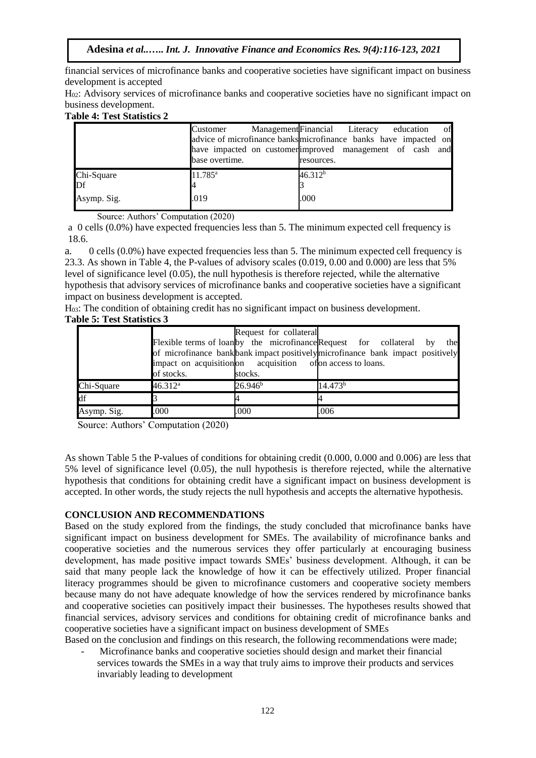financial services of microfinance banks and cooperative societies have significant impact on business development is accepted

$H_{02}$: Advisory services of microfinance banks and cooperative societies have no significant impact on business development.

**Table 4: Test Statistics 2**

| | Customer Management advice of microfinance banks have impacted on customer base overtime. | Financial Literacy education of microfinance banks have impacted on improved management of cash and resources. |
|---|---|---|
| Chi-Square | 11.785[a] | 46.312[b] |
| Df | 4 | 3 |
| Asymp. Sig. | .019 | .000 |

Source: Authors' Computation (2020)

a 0 cells (0.0%) have expected frequencies less than 5. The minimum expected cell frequency is 18.6.

a. 0 cells (0.0%) have expected frequencies less than 5. The minimum expected cell frequency is 23.3. As shown in Table 4, the P-values of advisory scales (0.019, 0.00 and 0.000) are less that 5% level of significance level (0.05), the null hypothesis is therefore rejected, while the alternative hypothesis that advisory services of microfinance banks and cooperative societies have a significant impact on business development is accepted.

$H_{03}$: The condition of obtaining credit has no significant impact on business development.

**Table 5: Test Statistics 3**

| | Flexible terms of loan of microfinance bank impact on acquisition of stocks. | Request for collateral by the microfinance bank impact positively on acquisition of stocks. | Request for collateral by the microfinance bank impact positively on access to loans. |
|---|---|---|---|
| Chi-Square | 46.312[a] | 26.946[b] | 14.473[b] |
| df | 3 | 4 | 4 |
| Asymp. Sig. | .000 | .000 | .006 |

Source: Authors' Computation (2020)

As shown Table 5 the P-values of conditions for obtaining credit (0.000, 0.000 and 0.006) are less that 5% level of significance level (0.05), the null hypothesis is therefore rejected, while the alternative hypothesis that conditions for obtaining credit have a significant impact on business development is accepted. In other words, the study rejects the null hypothesis and accepts the alternative hypothesis.

## CONCLUSION AND RECOMMENDATIONS

Based on the study explored from the findings, the study concluded that microfinance banks have significant impact on business development for SMEs. The availability of microfinance banks and cooperative societies and the numerous services they offer particularly at encouraging business development, has made positive impact towards SMEs' business development. Although, it can be said that many people lack the knowledge of how it can be effectively utilized. Proper financial literacy programmes should be given to microfinance customers and cooperative society members because many do not have adequate knowledge of how the services rendered by microfinance banks and cooperative societies can positively impact their businesses. The hypotheses results showed that financial services, advisory services and conditions for obtaining credit of microfinance banks and cooperative societies have a significant impact on business development of SMEs

Based on the conclusion and findings on this research, the following recommendations were made;

- Microfinance banks and cooperative societies should design and market their financial services towards the SMEs in a way that truly aims to improve their products and services invariably leading to development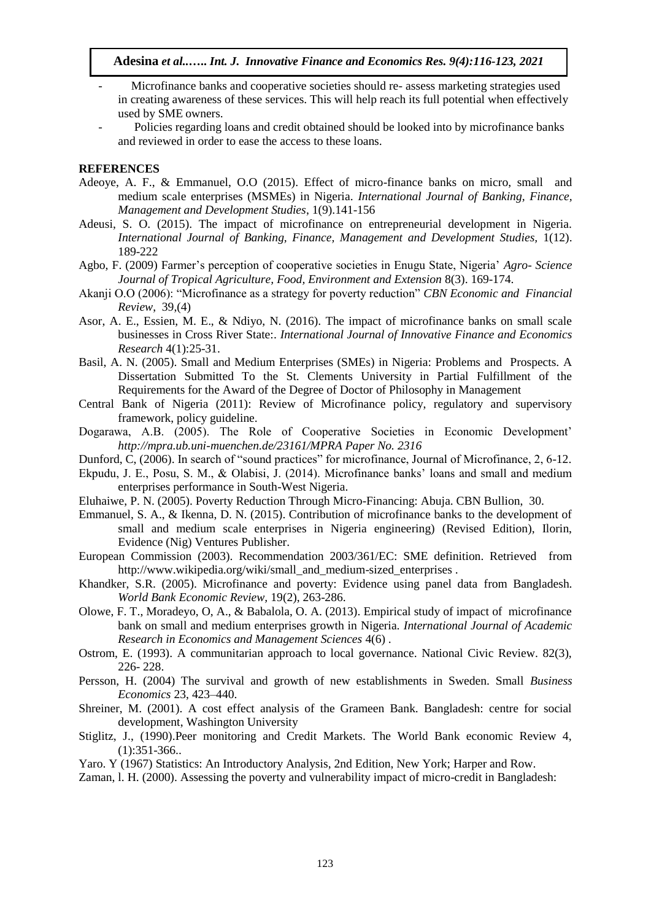- Microfinance banks and cooperative societies should re- assess marketing strategies used in creating awareness of these services. This will help reach its full potential when effectively used by SME owners.
- Policies regarding loans and credit obtained should be looked into by microfinance banks and reviewed in order to ease the access to these loans.

## REFERENCES

Adeoye, A. F., & Emmanuel, O.O (2015). Effect of micro-finance banks on micro, small and medium scale enterprises (MSMEs) in Nigeria. *International Journal of Banking, Finance, Management and Development Studies*, 1(9).141-156

Adeusi, S. O. (2015). The impact of microfinance on entrepreneurial development in Nigeria. *International Journal of Banking, Finance, Management and Development Studies,* 1(12). 189-222

Agbo, F. (2009) Farmer's perception of cooperative societies in Enugu State, Nigeria' *Agro- Science Journal of Tropical Agriculture, Food, Environment and Extension* 8(3). 169-174.

Akanji O.O (2006): "Microfinance as a strategy for poverty reduction" *CBN Economic and Financial Review*, 39,(4)

Asor, A. E., Essien, M. E., & Ndiyo, N. (2016). The impact of microfinance banks on small scale businesses in Cross River State:. *International Journal of Innovative Finance and Economics Research* 4(1):25-31.

Basil, A. N. (2005). Small and Medium Enterprises (SMEs) in Nigeria: Problems and Prospects. A Dissertation Submitted To the St. Clements University in Partial Fulfillment of the Requirements for the Award of the Degree of Doctor of Philosophy in Management

Central Bank of Nigeria (2011): Review of Microfinance policy, regulatory and supervisory framework, policy guideline.

Dogarawa, A.B. (2005). The Role of Cooperative Societies in Economic Development' *http://mpra.ub.uni-muenchen.de/23161/MPRA Paper No. 2316*

Dunford, C, (2006). In search of "sound practices" for microfinance, Journal of Microfinance, 2, 6-12.

Ekpudu, J. E., Posu, S. M., & Olabisi, J. (2014). Microfinance banks' loans and small and medium enterprises performance in South-West Nigeria.

Eluhaiwe, P. N. (2005). Poverty Reduction Through Micro-Financing: Abuja. CBN Bullion, 30.

Emmanuel, S. A., & Ikenna, D. N. (2015). Contribution of microfinance banks to the development of small and medium scale enterprises in Nigeria engineering) (Revised Edition), Ilorin, Evidence (Nig) Ventures Publisher.

European Commission (2003). Recommendation 2003/361/EC: SME definition. Retrieved from http://www.wikipedia.org/wiki/small_and_medium-sized_enterprises .

Khandker, S.R. (2005). Microfinance and poverty: Evidence using panel data from Bangladesh. *World Bank Economic Review*, 19(2), 263-286.

Olowe, F. T., Moradeyo, O, A., & Babalola, O. A. (2013). Empirical study of impact of microfinance bank on small and medium enterprises growth in Nigeria. *International Journal of Academic Research in Economics and Management Sciences* 4(6) .

Ostrom, E. (1993). A communitarian approach to local governance. National Civic Review. 82(3), 226- 228.

Persson, H. (2004) The survival and growth of new establishments in Sweden. Small *Business Economics* 23, 423–440.

Shreiner, M. (2001). A cost effect analysis of the Grameen Bank. Bangladesh: centre for social development, Washington University

Stiglitz, J., (1990).Peer monitoring and Credit Markets. The World Bank economic Review 4, (1):351-366..

Yaro. Y (1967) Statistics: An Introductory Analysis, 2nd Edition, New York; Harper and Row.

Zaman, l. H. (2000). Assessing the poverty and vulnerability impact of micro-credit in Bangladesh: